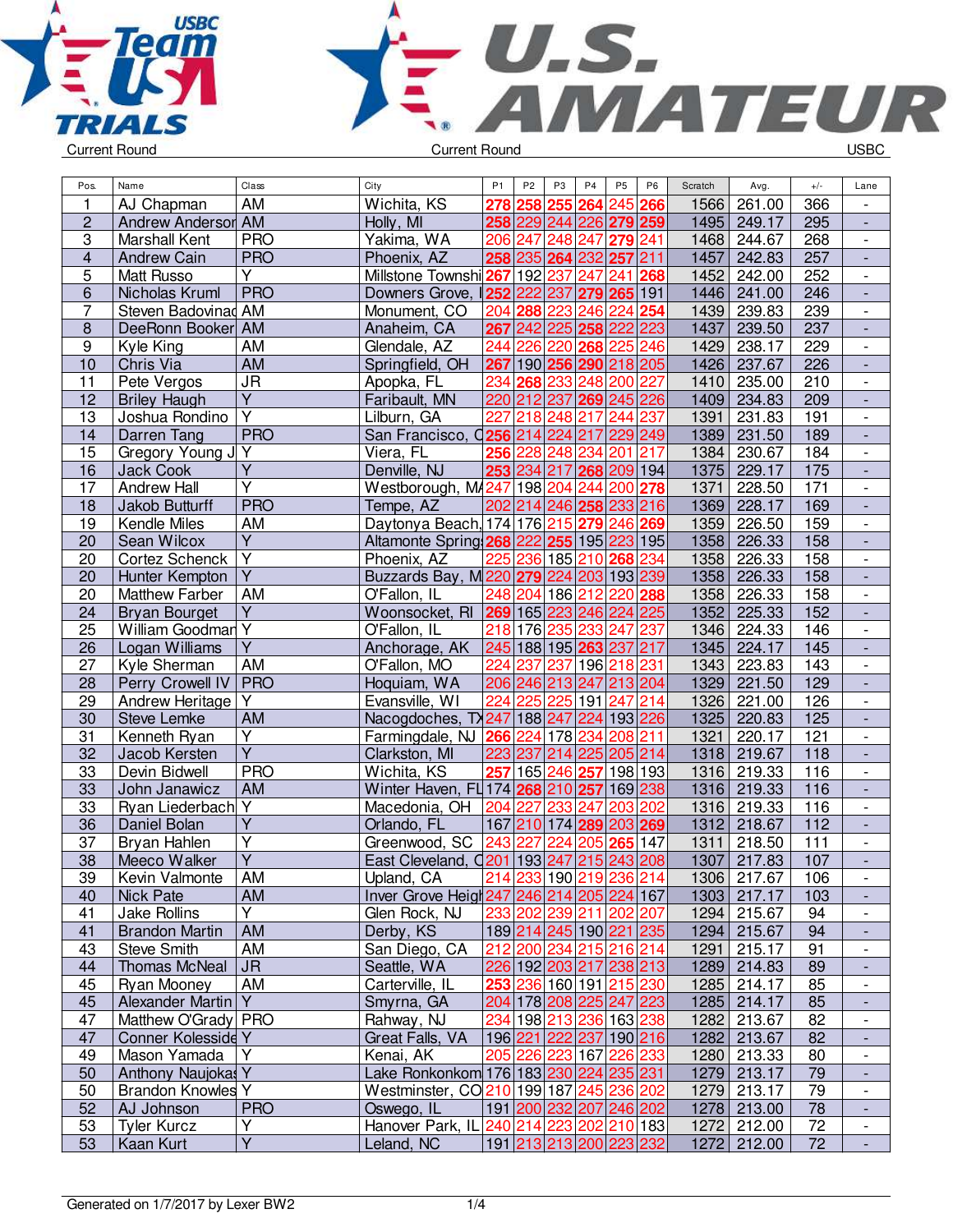Current Round | Current Round | USBC

| Pos. | Name | Class | City | P1 | P2 | P3 | P4 | P5 | P6 | Scratch | Avg. | +/- | Lane |
|---|---|---|---|---|---|---|---|---|---|---|---|---|---|
| 1 | AJ Chapman | AM | Wichita, KS | 278 | 258 | 255 | 264 | 245 | 266 | 1566 | 261.00 | 366 | - |
| 2 | Andrew Andersor | AM | Holly, MI | 258 | 229 | 244 | 226 | 279 | 259 | 1495 | 249.17 | 295 | - |
| 3 | Marshall Kent | PRO | Yakima, WA | 206 | 247 | 248 | 247 | 279 | 241 | 1468 | 244.67 | 268 | - |
| 4 | Andrew Cain | PRO | Phoenix, AZ | 258 | 235 | 264 | 232 | 257 | 211 | 1457 | 242.83 | 257 | - |
| 5 | Matt Russo | Y | Millstone Townshi | 267 | 192 | 237 | 247 | 241 | 268 | 1452 | 242.00 | 252 | - |
| 6 | Nicholas Kruml | PRO | Downers Grove, I | 252 | 222 | 237 | 279 | 265 | 191 | 1446 | 241.00 | 246 | - |
| 7 | Steven Badovinac | AM | Monument, CO | 204 | 288 | 223 | 246 | 224 | 254 | 1439 | 239.83 | 239 | - |
| 8 | DeeRonn Booker | AM | Anaheim, CA | 267 | 242 | 225 | 258 | 222 | 223 | 1437 | 239.50 | 237 | - |
| 9 | Kyle King | AM | Glendale, AZ | 244 | 226 | 220 | 268 | 225 | 246 | 1429 | 238.17 | 229 | - |
| 10 | Chris Via | AM | Springfield, OH | 267 | 190 | 256 | 290 | 218 | 205 | 1426 | 237.67 | 226 | - |
| 11 | Pete Vergos | JR | Apopka, FL | 234 | 268 | 233 | 248 | 200 | 227 | 1410 | 235.00 | 210 | - |
| 12 | Briley Haugh | Y | Faribault, MN | 220 | 212 | 237 | 269 | 245 | 226 | 1409 | 234.83 | 209 | - |
| 13 | Joshua Rondino | Y | Lilburn, GA | 227 | 218 | 248 | 217 | 244 | 237 | 1391 | 231.83 | 191 | - |
| 14 | Darren Tang | PRO | San Francisco, C | 256 | 214 | 224 | 217 | 229 | 249 | 1389 | 231.50 | 189 | - |
| 15 | Gregory Young J | Y | Viera, FL | 256 | 228 | 248 | 234 | 201 | 217 | 1384 | 230.67 | 184 | - |
| 16 | Jack Cook | Y | Denville, NJ | 253 | 234 | 217 | 268 | 209 | 194 | 1375 | 229.17 | 175 | - |
| 17 | Andrew Hall | Y | Westborough, MA | 247 | 198 | 204 | 244 | 200 | 278 | 1371 | 228.50 | 171 | - |
| 18 | Jakob Butturff | PRO | Tempe, AZ | 202 | 214 | 246 | 258 | 233 | 216 | 1369 | 228.17 | 169 | - |
| 19 | Kendle Miles | AM | Daytonya Beach, | 174 | 176 | 215 | 279 | 246 | 269 | 1359 | 226.50 | 159 | - |
| 20 | Sean Wilcox | Y | Altamonte Spring | 268 | 222 | 255 | 195 | 223 | 195 | 1358 | 226.33 | 158 | - |
| 20 | Cortez Schenck | Y | Phoenix, AZ | 225 | 236 | 185 | 210 | 268 | 234 | 1358 | 226.33 | 158 | - |
| 20 | Hunter Kempton | Y | Buzzards Bay, M | 220 | 279 | 224 | 203 | 193 | 239 | 1358 | 226.33 | 158 | - |
| 20 | Matthew Farber | AM | O'Fallon, IL | 248 | 204 | 186 | 212 | 220 | 288 | 1358 | 226.33 | 158 | - |
| 24 | Bryan Bourget | Y | Woonsocket, RI | 269 | 165 | 223 | 246 | 224 | 225 | 1352 | 225.33 | 152 | - |
| 25 | William Goodman | Y | O'Fallon, IL | 218 | 176 | 235 | 233 | 247 | 237 | 1346 | 224.33 | 146 | - |
| 26 | Logan Williams | Y | Anchorage, AK | 245 | 188 | 195 | 263 | 237 | 217 | 1345 | 224.17 | 145 | - |
| 27 | Kyle Sherman | AM | O'Fallon, MO | 224 | 237 | 237 | 196 | 218 | 231 | 1343 | 223.83 | 143 | - |
| 28 | Perry Crowell IV | PRO | Hoquiam, WA | 206 | 246 | 213 | 247 | 213 | 204 | 1329 | 221.50 | 129 | - |
| 29 | Andrew Heritage | Y | Evansville, WI | 224 | 225 | 225 | 191 | 247 | 214 | 1326 | 221.00 | 126 | - |
| 30 | Steve Lemke | AM | Nacogdoches, TX | 247 | 188 | 247 | 224 | 193 | 226 | 1325 | 220.83 | 125 | - |
| 31 | Kenneth Ryan | Y | Farmingdale, NJ | 266 | 224 | 178 | 234 | 208 | 211 | 1321 | 220.17 | 121 | - |
| 32 | Jacob Kersten | Y | Clarkston, MI | 223 | 237 | 214 | 225 | 205 | 214 | 1318 | 219.67 | 118 | - |
| 33 | Devin Bidwell | PRO | Wichita, KS | 257 | 165 | 246 | 257 | 198 | 193 | 1316 | 219.33 | 116 | - |
| 33 | John Janawicz | AM | Winter Haven, FL | 174 | 268 | 210 | 257 | 169 | 238 | 1316 | 219.33 | 116 | - |
| 33 | Ryan Liederbach | Y | Macedonia, OH | 204 | 227 | 233 | 247 | 203 | 202 | 1316 | 219.33 | 116 | - |
| 36 | Daniel Bolan | Y | Orlando, FL | 167 | 210 | 174 | 289 | 203 | 269 | 1312 | 218.67 | 112 | - |
| 37 | Bryan Hahlen | Y | Greenwood, SC | 243 | 227 | 224 | 205 | 265 | 147 | 1311 | 218.50 | 111 | - |
| 38 | Meeco Walker | Y | East Cleveland, C | 201 | 193 | 247 | 215 | 243 | 208 | 1307 | 217.83 | 107 | - |
| 39 | Kevin Valmonte | AM | Upland, CA | 214 | 233 | 190 | 219 | 236 | 214 | 1306 | 217.67 | 106 | - |
| 40 | Nick Pate | AM | Inver Grove Heigh | 247 | 246 | 214 | 205 | 224 | 167 | 1303 | 217.17 | 103 | - |
| 41 | Jake Rollins | Y | Glen Rock, NJ | 233 | 202 | 239 | 211 | 202 | 207 | 1294 | 215.67 | 94 | - |
| 41 | Brandon Martin | AM | Derby, KS | 189 | 214 | 245 | 190 | 221 | 235 | 1294 | 215.67 | 94 | - |
| 43 | Steve Smith | AM | San Diego, CA | 212 | 200 | 234 | 215 | 216 | 214 | 1291 | 215.17 | 91 | - |
| 44 | Thomas McNeal | JR | Seattle, WA | 226 | 192 | 203 | 217 | 238 | 213 | 1289 | 214.83 | 89 | - |
| 45 | Ryan Mooney | AM | Carterville, IL | 253 | 236 | 160 | 191 | 215 | 230 | 1285 | 214.17 | 85 | - |
| 45 | Alexander Martin | Y | Smyrna, GA | 204 | 178 | 208 | 225 | 247 | 223 | 1285 | 214.17 | 85 | - |
| 47 | Matthew O'Grady | PRO | Rahway, NJ | 234 | 198 | 213 | 236 | 163 | 238 | 1282 | 213.67 | 82 | - |
| 47 | Conner Kolesside | Y | Great Falls, VA | 196 | 221 | 222 | 237 | 190 | 216 | 1282 | 213.67 | 82 | - |
| 49 | Mason Yamada | Y | Kenai, AK | 205 | 226 | 223 | 167 | 226 | 233 | 1280 | 213.33 | 80 | - |
| 50 | Anthony Naujokas | Y | Lake Ronkonkom | 176 | 183 | 230 | 224 | 235 | 231 | 1279 | 213.17 | 79 | - |
| 50 | Brandon Knowles | Y | Westminster, CO | 210 | 199 | 187 | 245 | 236 | 202 | 1279 | 213.17 | 79 | - |
| 52 | AJ Johnson | PRO | Oswego, IL | 191 | 200 | 232 | 207 | 246 | 202 | 1278 | 213.00 | 78 | - |
| 53 | Tyler Kurcz | Y | Hanover Park, IL | 240 | 214 | 223 | 202 | 210 | 183 | 1272 | 212.00 | 72 | - |
| 53 | Kaan Kurt | Y | Leland, NC | 191 | 213 | 213 | 200 | 223 | 232 | 1272 | 212.00 | 72 | - |

Generated on 1/7/2017 by Lexer BW2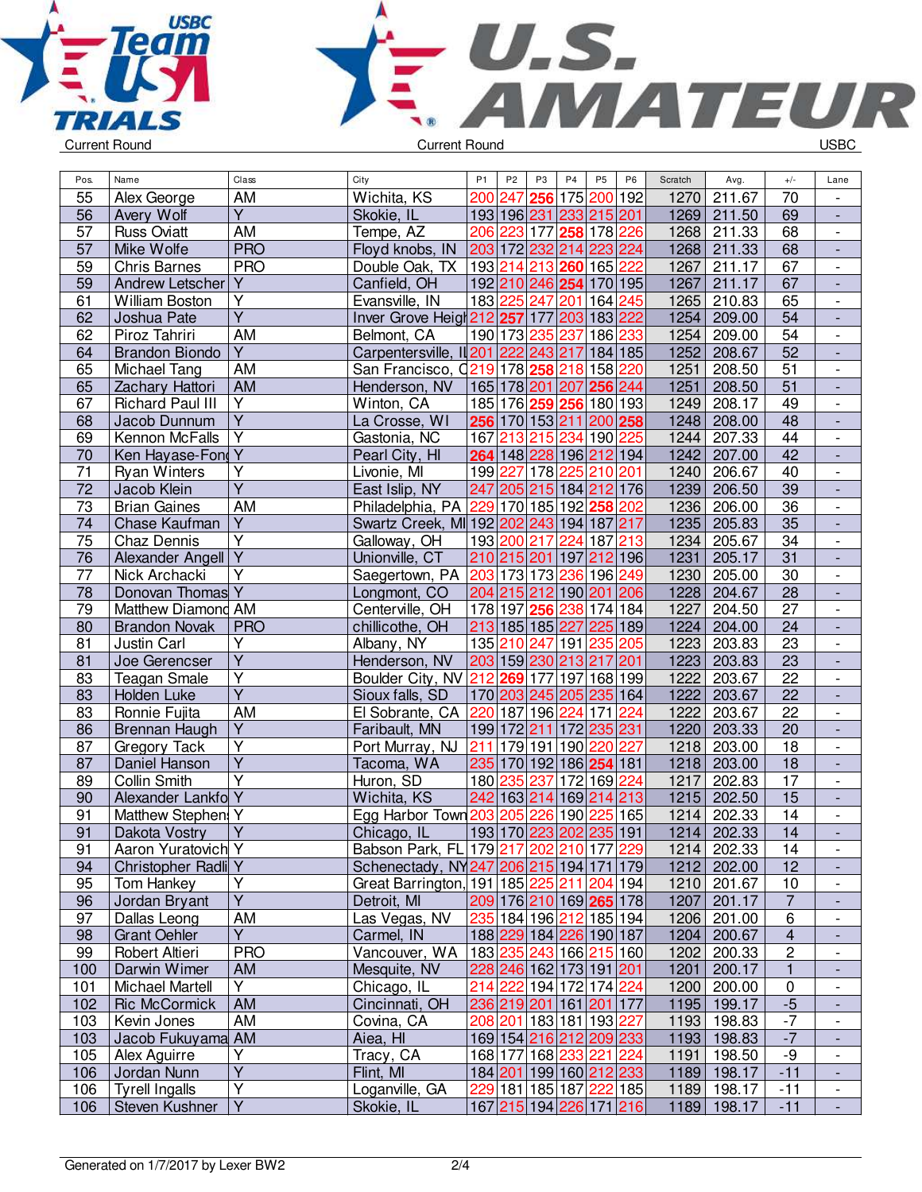Current Round Current Round USBC

| Pos. | Name | Class | City | P1 | P2 | P3 | P4 | P5 | P6 | Scratch | Avg. | +/- | Lane |
|---|---|---|---|---|---|---|---|---|---|---|---|---|---|
| 55 | Alex George | AM | Wichita, KS | 200 | 247 | 256 | 175 | 200 | 192 | 1270 | 211.67 | 70 | - |
| 56 | Avery Wolf | Y | Skokie, IL | 193 | 196 | 231 | 233 | 215 | 201 | 1269 | 211.50 | 69 | - |
| 57 | Russ Oviatt | AM | Tempe, AZ | 206 | 223 | 177 | 258 | 178 | 226 | 1268 | 211.33 | 68 | - |
| 57 | Mike Wolfe | PRO | Floyd knobs, IN | 203 | 172 | 232 | 214 | 223 | 224 | 1268 | 211.33 | 68 | - |
| 59 | Chris Barnes | PRO | Double Oak, TX | 193 | 214 | 213 | 260 | 165 | 222 | 1267 | 211.17 | 67 | - |
| 59 | Andrew Letscher | Y | Canfield, OH | 192 | 210 | 246 | 254 | 170 | 195 | 1267 | 211.17 | 67 | - |
| 61 | William Boston | Y | Evansville, IN | 183 | 225 | 247 | 201 | 164 | 245 | 1265 | 210.83 | 65 | - |
| 62 | Joshua Pate | Y | Inver Grove Heigh | 212 | 257 | 177 | 203 | 183 | 222 | 1254 | 209.00 | 54 | - |
| 62 | Piroz Tahriri | AM | Belmont, CA | 190 | 173 | 235 | 237 | 186 | 233 | 1254 | 209.00 | 54 | - |
| 64 | Brandon Biondo | Y | Carpentersville, IL | 201 | 222 | 243 | 217 | 184 | 185 | 1252 | 208.67 | 52 | - |
| 65 | Michael Tang | AM | San Francisco, C | 219 | 178 | 258 | 218 | 158 | 220 | 1251 | 208.50 | 51 | - |
| 65 | Zachary Hattori | AM | Henderson, NV | 165 | 178 | 201 | 207 | 256 | 244 | 1251 | 208.50 | 51 | - |
| 67 | Richard Paul III | Y | Winton, CA | 185 | 176 | 259 | 256 | 180 | 193 | 1249 | 208.17 | 49 | - |
| 68 | Jacob Dunnum | Y | La Crosse, WI | 256 | 170 | 153 | 211 | 200 | 258 | 1248 | 208.00 | 48 | - |
| 69 | Kennon McFalls | Y | Gastonia, NC | 167 | 213 | 215 | 234 | 190 | 225 | 1244 | 207.33 | 44 | - |
| 70 | Ken Hayase-Fong | Y | Pearl City, HI | 264 | 148 | 228 | 196 | 212 | 194 | 1242 | 207.00 | 42 | - |
| 71 | Ryan Winters | Y | Livonie, MI | 199 | 227 | 178 | 225 | 210 | 201 | 1240 | 206.67 | 40 | - |
| 72 | Jacob Klein | Y | East Islip, NY | 247 | 205 | 215 | 184 | 212 | 176 | 1239 | 206.50 | 39 | - |
| 73 | Brian Gaines | AM | Philadelphia, PA | 229 | 170 | 185 | 192 | 258 | 202 | 1236 | 206.00 | 36 | - |
| 74 | Chase Kaufman | Y | Swartz Creek, MI | 192 | 202 | 243 | 194 | 187 | 217 | 1235 | 205.83 | 35 | - |
| 75 | Chaz Dennis | Y | Galloway, OH | 193 | 200 | 217 | 224 | 187 | 213 | 1234 | 205.67 | 34 | - |
| 76 | Alexander Angell | Y | Unionville, CT | 210 | 215 | 201 | 197 | 212 | 196 | 1231 | 205.17 | 31 | - |
| 77 | Nick Archacki | Y | Saegertown, PA | 203 | 173 | 173 | 236 | 196 | 249 | 1230 | 205.00 | 30 | - |
| 78 | Donovan Thomas | Y | Longmont, CO | 204 | 215 | 212 | 190 | 201 | 206 | 1228 | 204.67 | 28 | - |
| 79 | Matthew Diamond | AM | Centerville, OH | 178 | 197 | 256 | 238 | 174 | 184 | 1227 | 204.50 | 27 | - |
| 80 | Brandon Novak | PRO | chillicothe, OH | 213 | 185 | 185 | 227 | 225 | 189 | 1224 | 204.00 | 24 | - |
| 81 | Justin Carl | Y | Albany, NY | 135 | 210 | 247 | 191 | 235 | 205 | 1223 | 203.83 | 23 | - |
| 81 | Joe Gerencser | Y | Henderson, NV | 203 | 159 | 230 | 213 | 217 | 201 | 1223 | 203.83 | 23 | - |
| 83 | Teagan Smale | Y | Boulder City, NV | 212 | 269 | 177 | 197 | 168 | 199 | 1222 | 203.67 | 22 | - |
| 83 | Holden Luke | Y | Sioux falls, SD | 170 | 203 | 245 | 205 | 235 | 164 | 1222 | 203.67 | 22 | - |
| 83 | Ronnie Fujita | AM | El Sobrante, CA | 220 | 187 | 196 | 224 | 171 | 224 | 1222 | 203.67 | 22 | - |
| 86 | Brennan Haugh | Y | Faribault, MN | 199 | 172 | 211 | 172 | 235 | 231 | 1220 | 203.33 | 20 | - |
| 87 | Gregory Tack | Y | Port Murray, NJ | 211 | 179 | 191 | 190 | 220 | 227 | 1218 | 203.00 | 18 | - |
| 87 | Daniel Hanson | Y | Tacoma, WA | 235 | 170 | 192 | 186 | 254 | 181 | 1218 | 203.00 | 18 | - |
| 89 | Collin Smith | Y | Huron, SD | 180 | 235 | 237 | 172 | 169 | 224 | 1217 | 202.83 | 17 | - |
| 90 | Alexander Lankfo | Y | Wichita, KS | 242 | 163 | 214 | 169 | 214 | 213 | 1215 | 202.50 | 15 | - |
| 91 | Matthew Stephens | Y | Egg Harbor Town | 203 | 205 | 226 | 190 | 225 | 165 | 1214 | 202.33 | 14 | - |
| 91 | Dakota Vostry | Y | Chicago, IL | 193 | 170 | 223 | 202 | 235 | 191 | 1214 | 202.33 | 14 | - |
| 91 | Aaron Yuratovich | Y | Babson Park, FL | 179 | 217 | 202 | 210 | 177 | 229 | 1214 | 202.33 | 14 | - |
| 94 | Christopher Radli | Y | Schenectady, NY | 247 | 206 | 215 | 194 | 171 | 179 | 1212 | 202.00 | 12 | - |
| 95 | Tom Hankey | Y | Great Barrington, | 191 | 185 | 225 | 211 | 204 | 194 | 1210 | 201.67 | 10 | - |
| 96 | Jordan Bryant | Y | Detroit, MI | 209 | 176 | 210 | 169 | 265 | 178 | 1207 | 201.17 | 7 | - |
| 97 | Dallas Leong | AM | Las Vegas, NV | 235 | 184 | 196 | 212 | 185 | 194 | 1206 | 201.00 | 6 | - |
| 98 | Grant Oehler | Y | Carmel, IN | 188 | 229 | 184 | 226 | 190 | 187 | 1204 | 200.67 | 4 | - |
| 99 | Robert Altieri | PRO | Vancouver, WA | 183 | 235 | 243 | 166 | 215 | 160 | 1202 | 200.33 | 2 | - |
| 100 | Darwin Wimer | AM | Mesquite, NV | 228 | 246 | 162 | 173 | 191 | 201 | 1201 | 200.17 | 1 | - |
| 101 | Michael Martell | Y | Chicago, IL | 214 | 222 | 194 | 172 | 174 | 224 | 1200 | 200.00 | 0 | - |
| 102 | Ric McCormick | AM | Cincinnati, OH | 236 | 219 | 201 | 161 | 201 | 177 | 1195 | 199.17 | -5 | - |
| 103 | Kevin Jones | AM | Covina, CA | 208 | 201 | 183 | 181 | 193 | 227 | 1193 | 198.83 | -7 | - |
| 103 | Jacob Fukuyama | AM | Aiea, HI | 169 | 154 | 216 | 212 | 209 | 233 | 1193 | 198.83 | -7 | - |
| 105 | Alex Aguirre | Y | Tracy, CA | 168 | 177 | 168 | 233 | 221 | 224 | 1191 | 198.50 | -9 | - |
| 106 | Jordan Nunn | Y | Flint, MI | 184 | 201 | 199 | 160 | 212 | 233 | 1189 | 198.17 | -11 | - |
| 106 | Tyrell Ingalls | Y | Loganville, GA | 229 | 181 | 185 | 187 | 222 | 185 | 1189 | 198.17 | -11 | - |
| 106 | Steven Kushner | Y | Skokie, IL | 167 | 215 | 194 | 226 | 171 | 216 | 1189 | 198.17 | -11 | - |

Generated on 1/7/2017 by Lexer BW2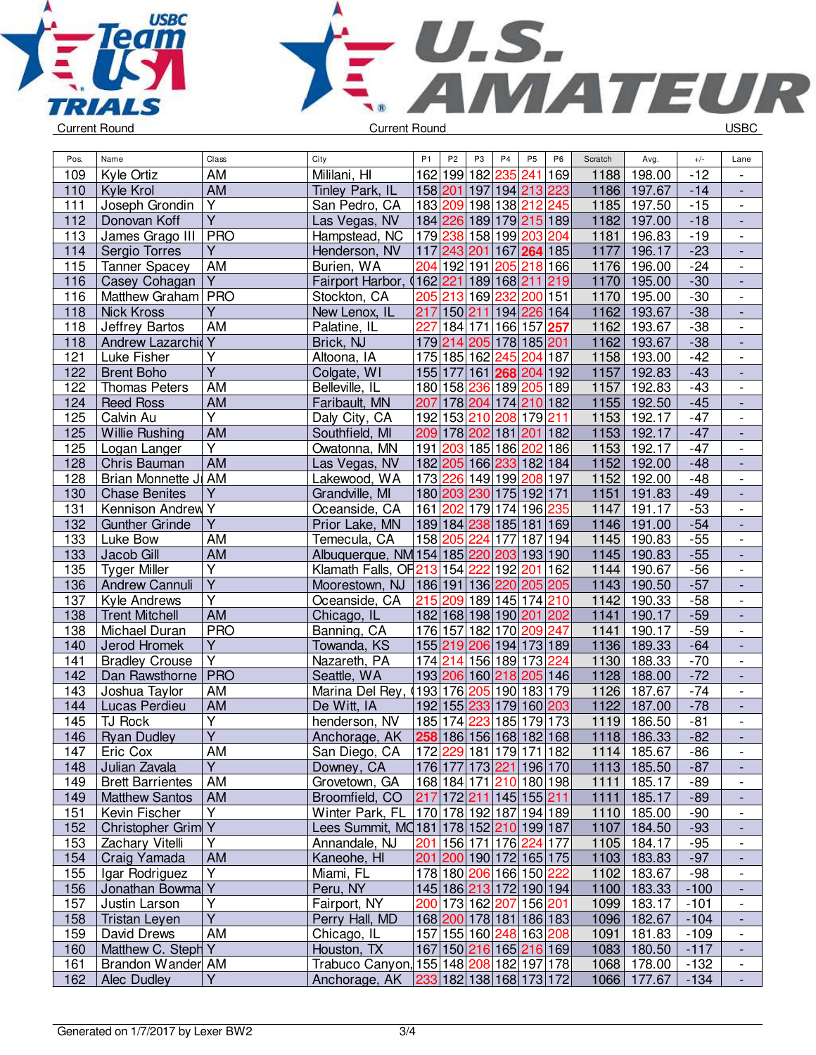Current Round | Current Round | USBC

| Pos. | Name | Class | City | P1 | P2 | P3 | P4 | P5 | P6 | Scratch | Avg. | +/- | Lane |
|---|---|---|---|---|---|---|---|---|---|---|---|---|---|
| 109 | Kyle Ortiz | AM | Mililani, HI | 162 | 199 | 182 | 235 | 241 | 169 | 1188 | 198.00 | -12 | - |
| 110 | Kyle Krol | AM | Tinley Park, IL | 158 | 201 | 197 | 194 | 213 | 223 | 1186 | 197.67 | -14 | - |
| 111 | Joseph Grondin | Y | San Pedro, CA | 183 | 209 | 198 | 138 | 212 | 245 | 1185 | 197.50 | -15 | - |
| 112 | Donovan Koff | Y | Las Vegas, NV | 184 | 226 | 189 | 179 | 215 | 189 | 1182 | 197.00 | -18 | - |
| 113 | James Grago III | PRO | Hampstead, NC | 179 | 238 | 158 | 199 | 203 | 204 | 1181 | 196.83 | -19 | - |
| 114 | Sergio Torres | Y | Henderson, NV | 117 | 243 | 201 | 167 | 264 | 185 | 1177 | 196.17 | -23 | - |
| 115 | Tanner Spacey | AM | Burien, WA | 204 | 192 | 191 | 205 | 218 | 166 | 1176 | 196.00 | -24 | - |
| 116 | Casey Cohagan | Y | Fairport Harbor, ( | 162 | 221 | 189 | 168 | 211 | 219 | 1170 | 195.00 | -30 | - |
| 116 | Matthew Graham | PRO | Stockton, CA | 205 | 213 | 169 | 232 | 200 | 151 | 1170 | 195.00 | -30 | - |
| 118 | Nick Kross | Y | New Lenox, IL | 217 | 150 | 211 | 194 | 226 | 164 | 1162 | 193.67 | -38 | - |
| 118 | Jeffrey Bartos | AM | Palatine, IL | 227 | 184 | 171 | 166 | 157 | 257 | 1162 | 193.67 | -38 | - |
| 118 | Andrew Lazarchi | Y | Brick, NJ | 179 | 214 | 205 | 178 | 185 | 201 | 1162 | 193.67 | -38 | - |
| 121 | Luke Fisher | Y | Altoona, IA | 175 | 185 | 162 | 245 | 204 | 187 | 1158 | 193.00 | -42 | - |
| 122 | Brent Boho | Y | Colgate, WI | 155 | 177 | 161 | 268 | 204 | 192 | 1157 | 192.83 | -43 | - |
| 122 | Thomas Peters | AM | Belleville, IL | 180 | 158 | 236 | 189 | 205 | 189 | 1157 | 192.83 | -43 | - |
| 124 | Reed Ross | AM | Faribault, MN | 207 | 178 | 204 | 174 | 210 | 182 | 1155 | 192.50 | -45 | - |
| 125 | Calvin Au | Y | Daly City, CA | 192 | 153 | 210 | 208 | 179 | 211 | 1153 | 192.17 | -47 | - |
| 125 | Willie Rushing | AM | Southfield, MI | 209 | 178 | 202 | 181 | 201 | 182 | 1153 | 192.17 | -47 | - |
| 125 | Logan Langer | Y | Owatonna, MN | 191 | 203 | 185 | 186 | 202 | 186 | 1153 | 192.17 | -47 | - |
| 128 | Chris Bauman | AM | Las Vegas, NV | 182 | 205 | 166 | 233 | 182 | 184 | 1152 | 192.00 | -48 | - |
| 128 | Brian Monnette J | AM | Lakewood, WA | 173 | 226 | 149 | 199 | 208 | 197 | 1152 | 192.00 | -48 | - |
| 130 | Chase Benites | Y | Grandville, MI | 180 | 203 | 230 | 175 | 192 | 171 | 1151 | 191.83 | -49 | - |
| 131 | Kennison Andrew | Y | Oceanside, CA | 161 | 202 | 179 | 174 | 196 | 235 | 1147 | 191.17 | -53 | - |
| 132 | Gunther Grinde | Y | Prior Lake, MN | 189 | 184 | 238 | 185 | 181 | 169 | 1146 | 191.00 | -54 | - |
| 133 | Luke Bow | AM | Temecula, CA | 158 | 205 | 224 | 177 | 187 | 194 | 1145 | 190.83 | -55 | - |
| 133 | Jacob Gill | AM | Albuquerque, NM | 154 | 185 | 220 | 203 | 193 | 190 | 1145 | 190.83 | -55 | - |
| 135 | Tyger Miller | Y | Klamath Falls, OR | 213 | 154 | 222 | 192 | 201 | 162 | 1144 | 190.67 | -56 | - |
| 136 | Andrew Cannuli | Y | Moorestown, NJ | 186 | 191 | 136 | 220 | 205 | 205 | 1143 | 190.50 | -57 | - |
| 137 | Kyle Andrews | Y | Oceanside, CA | 215 | 209 | 189 | 145 | 174 | 210 | 1142 | 190.33 | -58 | - |
| 138 | Trent Mitchell | AM | Chicago, IL | 182 | 168 | 198 | 190 | 201 | 202 | 1141 | 190.17 | -59 | - |
| 138 | Michael Duran | PRO | Banning, CA | 176 | 157 | 182 | 170 | 209 | 247 | 1141 | 190.17 | -59 | - |
| 140 | Jerod Hromek | Y | Towanda, KS | 155 | 219 | 206 | 194 | 173 | 189 | 1136 | 189.33 | -64 | - |
| 141 | Bradley Crouse | Y | Nazareth, PA | 174 | 214 | 156 | 189 | 173 | 224 | 1130 | 188.33 | -70 | - |
| 142 | Dan Rawsthorne | PRO | Seattle, WA | 193 | 206 | 160 | 218 | 205 | 146 | 1128 | 188.00 | -72 | - |
| 143 | Joshua Taylor | AM | Marina Del Rey, ( | 193 | 176 | 205 | 190 | 183 | 179 | 1126 | 187.67 | -74 | - |
| 144 | Lucas Perdieu | AM | De Witt, IA | 192 | 155 | 233 | 179 | 160 | 203 | 1122 | 187.00 | -78 | - |
| 145 | TJ Rock | Y | henderson, NV | 185 | 174 | 223 | 185 | 179 | 173 | 1119 | 186.50 | -81 | - |
| 146 | Ryan Dudley | Y | Anchorage, AK | 258 | 186 | 156 | 168 | 182 | 168 | 1118 | 186.33 | -82 | - |
| 147 | Eric Cox | AM | San Diego, CA | 172 | 229 | 181 | 179 | 171 | 182 | 1114 | 185.67 | -86 | - |
| 148 | Julian Zavala | Y | Downey, CA | 176 | 177 | 173 | 221 | 196 | 170 | 1113 | 185.50 | -87 | - |
| 149 | Brett Barrientes | AM | Grovetown, GA | 168 | 184 | 171 | 210 | 180 | 198 | 1111 | 185.17 | -89 | - |
| 149 | Matthew Santos | AM | Broomfield, CO | 217 | 172 | 211 | 145 | 155 | 211 | 1111 | 185.17 | -89 | - |
| 151 | Kevin Fischer | Y | Winter Park, FL | 170 | 178 | 192 | 187 | 194 | 189 | 1110 | 185.00 | -90 | - |
| 152 | Christopher Grim | Y | Lees Summit, MO | 181 | 178 | 152 | 210 | 199 | 187 | 1107 | 184.50 | -93 | - |
| 153 | Zachary Vitelli | Y | Annandale, NJ | 201 | 156 | 171 | 176 | 224 | 177 | 1105 | 184.17 | -95 | - |
| 154 | Craig Yamada | AM | Kaneohe, HI | 201 | 200 | 190 | 172 | 165 | 175 | 1103 | 183.83 | -97 | - |
| 155 | Igar Rodriguez | Y | Miami, FL | 178 | 180 | 206 | 166 | 150 | 222 | 1102 | 183.67 | -98 | - |
| 156 | Jonathan Bowma | Y | Peru, NY | 145 | 186 | 213 | 172 | 190 | 194 | 1100 | 183.33 | -100 | - |
| 157 | Justin Larson | Y | Fairport, NY | 200 | 173 | 162 | 207 | 156 | 201 | 1099 | 183.17 | -101 | - |
| 158 | Tristan Leyen | Y | Perry Hall, MD | 168 | 200 | 178 | 181 | 186 | 183 | 1096 | 182.67 | -104 | - |
| 159 | David Drews | AM | Chicago, IL | 157 | 155 | 160 | 248 | 163 | 208 | 1091 | 181.83 | -109 | - |
| 160 | Matthew C. Steph | Y | Houston, TX | 167 | 150 | 216 | 165 | 216 | 169 | 1083 | 180.50 | -117 | - |
| 161 | Brandon Wander | AM | Trabuco Canyon, | 155 | 148 | 208 | 182 | 197 | 178 | 1068 | 178.00 | -132 | - |
| 162 | Alec Dudley | Y | Anchorage, AK | 233 | 182 | 138 | 168 | 173 | 172 | 1066 | 177.67 | -134 | - |

Generated on 1/7/2017 by Lexer BW2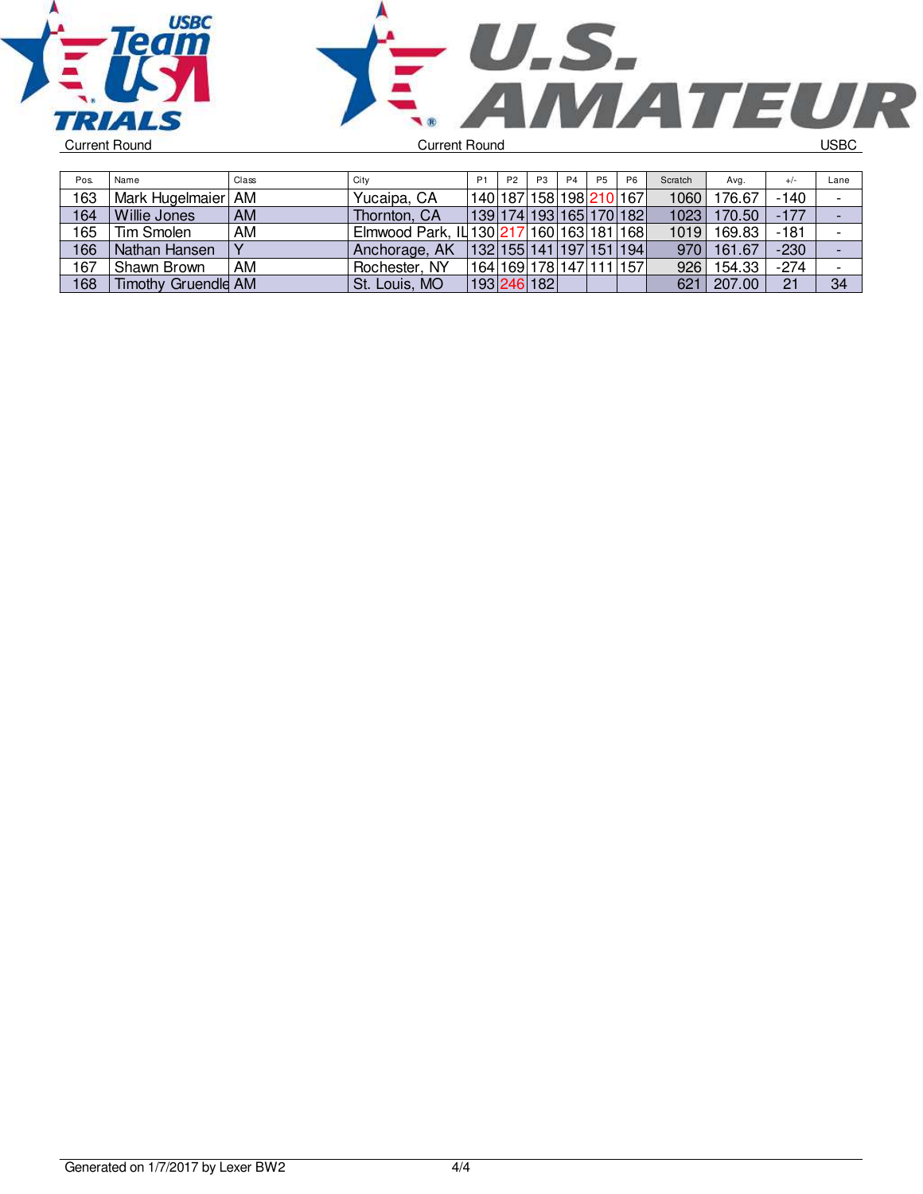Current Round | Current Round | USBC

| Pos. | Name | Class | City | P1 | P2 | P3 | P4 | P5 | P6 | Scratch | Avg. | +/- | Lane |
|---|---|---|---|---|---|---|---|---|---|---|---|---|---|
| 163 | Mark Hugelmaier | AM | Yucaipa, CA | 140 | 187 | 158 | 198 | 210 | 167 | 1060 | 176.67 | -140 | - |
| 164 | Willie Jones | AM | Thornton, CA | 139 | 174 | 193 | 165 | 170 | 182 | 1023 | 170.50 | -177 | - |
| 165 | Tim Smolen | AM | Elmwood Park, IL | 130 | 217 | 160 | 163 | 181 | 168 | 1019 | 169.83 | -181 | - |
| 166 | Nathan Hansen | Y | Anchorage, AK | 132 | 155 | 141 | 197 | 151 | 194 | 970 | 161.67 | -230 | - |
| 167 | Shawn Brown | AM | Rochester, NY | 164 | 169 | 178 | 147 | 111 | 157 | 926 | 154.33 | -274 | - |
| 168 | Timothy Gruendle | AM | St. Louis, MO | 193 | 246 | 182 | | | | 621 | 207.00 | 21 | 34 |

Generated on 1/7/2017 by Lexer BW2